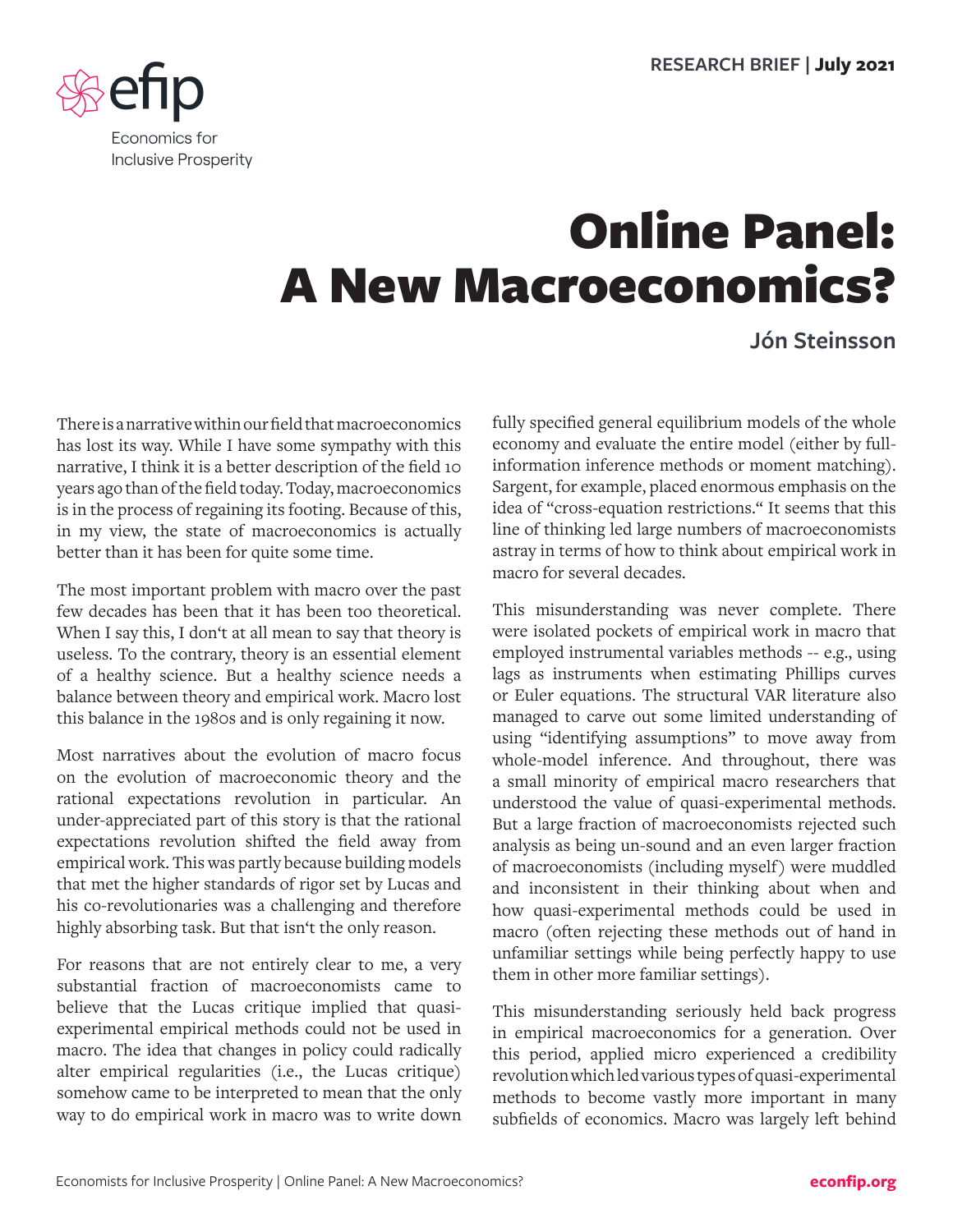RESEARCH BRIEF | **July 2021**

# Online Panel: A New Macroeconomics?

**Jón Steinsson**

There is a narrative within our field that macroeconomics has lost its way. While I have some sympathy with this narrative, I think it is a better description of the field 10 years ago than of the field today. Today, macroeconomics is in the process of regaining its footing. Because of this, in my view, the state of macroeconomics is actually better than it has been for quite some time.

The most important problem with macro over the past few decades has been that it has been too theoretical. When I say this, I don't at all mean to say that theory is useless. To the contrary, theory is an essential element of a healthy science. But a healthy science needs a balance between theory and empirical work. Macro lost this balance in the 1980s and is only regaining it now.

Most narratives about the evolution of macro focus on the evolution of macroeconomic theory and the rational expectations revolution in particular. An under-appreciated part of this story is that the rational expectations revolution shifted the field away from empirical work. This was partly because building models that met the higher standards of rigor set by Lucas and his co-revolutionaries was a challenging and therefore highly absorbing task. But that isn't the only reason.

For reasons that are not entirely clear to me, a very substantial fraction of macroeconomists came to believe that the Lucas critique implied that quasi-experimental empirical methods could not be used in macro. The idea that changes in policy could radically alter empirical regularities (i.e., the Lucas critique) somehow came to be interpreted to mean that the only way to do empirical work in macro was to write down fully specified general equilibrium models of the whole economy and evaluate the entire model (either by full-information inference methods or moment matching). Sargent, for example, placed enormous emphasis on the idea of "cross-equation restrictions." It seems that this line of thinking led large numbers of macroeconomists astray in terms of how to think about empirical work in macro for several decades.

This misunderstanding was never complete. There were isolated pockets of empirical work in macro that employed instrumental variables methods -- e.g., using lags as instruments when estimating Phillips curves or Euler equations. The structural VAR literature also managed to carve out some limited understanding of using "identifying assumptions" to move away from whole-model inference. And throughout, there was a small minority of empirical macro researchers that understood the value of quasi-experimental methods. But a large fraction of macroeconomists rejected such analysis as being un-sound and an even larger fraction of macroeconomists (including myself) were muddled and inconsistent in their thinking about when and how quasi-experimental methods could be used in macro (often rejecting these methods out of hand in unfamiliar settings while being perfectly happy to use them in other more familiar settings).

This misunderstanding seriously held back progress in empirical macroeconomics for a generation. Over this period, applied micro experienced a credibility revolution which led various types of quasi-experimental methods to become vastly more important in many subfields of economics. Macro was largely left behind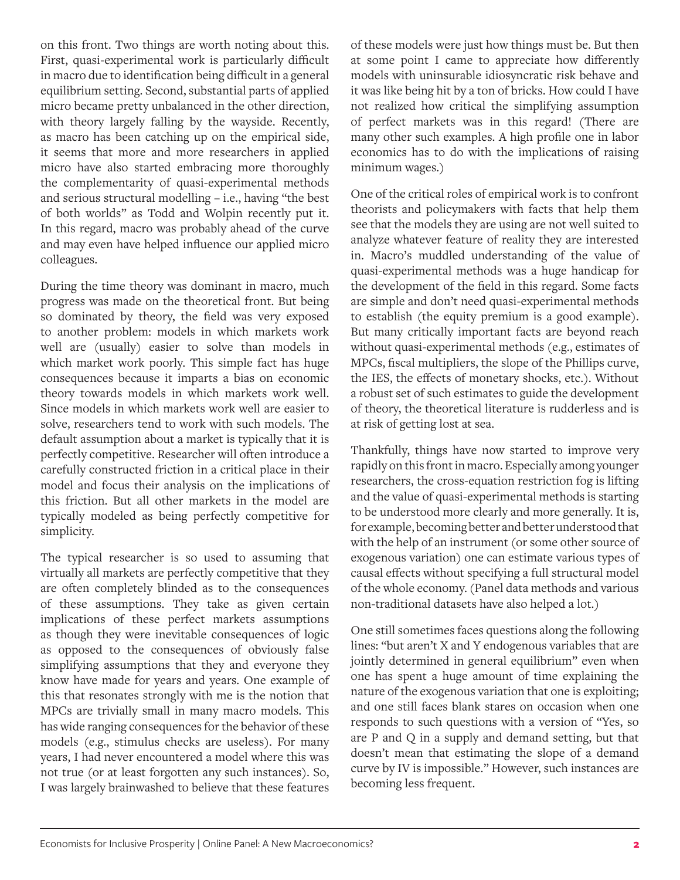on this front. Two things are worth noting about this. First, quasi-experimental work is particularly difficult in macro due to identification being difficult in a general equilibrium setting. Second, substantial parts of applied micro became pretty unbalanced in the other direction, with theory largely falling by the wayside. Recently, as macro has been catching up on the empirical side, it seems that more and more researchers in applied micro have also started embracing more thoroughly the complementarity of quasi-experimental methods and serious structural modelling – i.e., having "the best of both worlds" as Todd and Wolpin recently put it. In this regard, macro was probably ahead of the curve and may even have helped influence our applied micro colleagues.

During the time theory was dominant in macro, much progress was made on the theoretical front. But being so dominated by theory, the field was very exposed to another problem: models in which markets work well are (usually) easier to solve than models in which market work poorly. This simple fact has huge consequences because it imparts a bias on economic theory towards models in which markets work well. Since models in which markets work well are easier to solve, researchers tend to work with such models. The default assumption about a market is typically that it is perfectly competitive. Researcher will often introduce a carefully constructed friction in a critical place in their model and focus their analysis on the implications of this friction. But all other markets in the model are typically modeled as being perfectly competitive for simplicity.

The typical researcher is so used to assuming that virtually all markets are perfectly competitive that they are often completely blinded as to the consequences of these assumptions. They take as given certain implications of these perfect markets assumptions as though they were inevitable consequences of logic as opposed to the consequences of obviously false simplifying assumptions that they and everyone they know have made for years and years. One example of this that resonates strongly with me is the notion that MPCs are trivially small in many macro models. This has wide ranging consequences for the behavior of these models (e.g., stimulus checks are useless). For many years, I had never encountered a model where this was not true (or at least forgotten any such instances). So, I was largely brainwashed to believe that these features of these models were just how things must be. But then at some point I came to appreciate how differently models with uninsurable idiosyncratic risk behave and it was like being hit by a ton of bricks. How could I have not realized how critical the simplifying assumption of perfect markets was in this regard! (There are many other such examples. A high profile one in labor economics has to do with the implications of raising minimum wages.)

One of the critical roles of empirical work is to confront theorists and policymakers with facts that help them see that the models they are using are not well suited to analyze whatever feature of reality they are interested in. Macro's muddled understanding of the value of quasi-experimental methods was a huge handicap for the development of the field in this regard. Some facts are simple and don't need quasi-experimental methods to establish (the equity premium is a good example). But many critically important facts are beyond reach without quasi-experimental methods (e.g., estimates of MPCs, fiscal multipliers, the slope of the Phillips curve, the IES, the effects of monetary shocks, etc.). Without a robust set of such estimates to guide the development of theory, the theoretical literature is rudderless and is at risk of getting lost at sea.

Thankfully, things have now started to improve very rapidly on this front in macro. Especially among younger researchers, the cross-equation restriction fog is lifting and the value of quasi-experimental methods is starting to be understood more clearly and more generally. It is, for example, becoming better and better understood that with the help of an instrument (or some other source of exogenous variation) one can estimate various types of causal effects without specifying a full structural model of the whole economy. (Panel data methods and various non-traditional datasets have also helped a lot.)

One still sometimes faces questions along the following lines: "but aren't X and Y endogenous variables that are jointly determined in general equilibrium" even when one has spent a huge amount of time explaining the nature of the exogenous variation that one is exploiting; and one still faces blank stares on occasion when one responds to such questions with a version of "Yes, so are P and Q in a supply and demand setting, but that doesn't mean that estimating the slope of a demand curve by IV is impossible." However, such instances are becoming less frequent.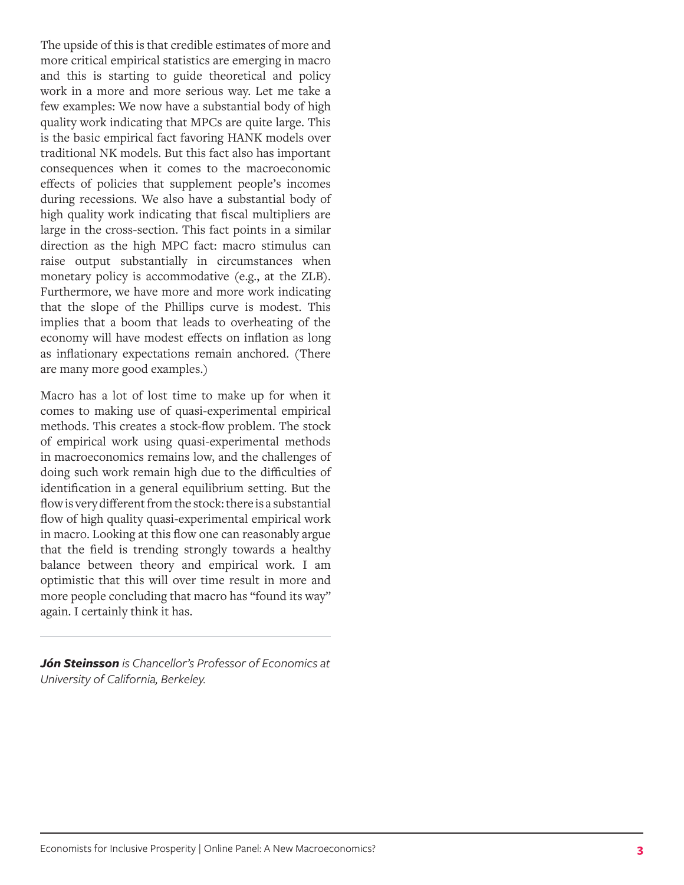The upside of this is that credible estimates of more and more critical empirical statistics are emerging in macro and this is starting to guide theoretical and policy work in a more and more serious way. Let me take a few examples: We now have a substantial body of high quality work indicating that MPCs are quite large. This is the basic empirical fact favoring HANK models over traditional NK models. But this fact also has important consequences when it comes to the macroeconomic effects of policies that supplement people's incomes during recessions. We also have a substantial body of high quality work indicating that fiscal multipliers are large in the cross-section. This fact points in a similar direction as the high MPC fact: macro stimulus can raise output substantially in circumstances when monetary policy is accommodative (e.g., at the ZLB). Furthermore, we have more and more work indicating that the slope of the Phillips curve is modest. This implies that a boom that leads to overheating of the economy will have modest effects on inflation as long as inflationary expectations remain anchored. (There are many more good examples.)

Macro has a lot of lost time to make up for when it comes to making use of quasi-experimental empirical methods. This creates a stock-flow problem. The stock of empirical work using quasi-experimental methods in macroeconomics remains low, and the challenges of doing such work remain high due to the difficulties of identification in a general equilibrium setting. But the flow is very different from the stock: there is a substantial flow of high quality quasi-experimental empirical work in macro. Looking at this flow one can reasonably argue that the field is trending strongly towards a healthy balance between theory and empirical work. I am optimistic that this will over time result in more and more people concluding that macro has "found its way" again. I certainly think it has.

---

***Jón Steinsson*** *is Chancellor's Professor of Economics at University of California, Berkeley.*